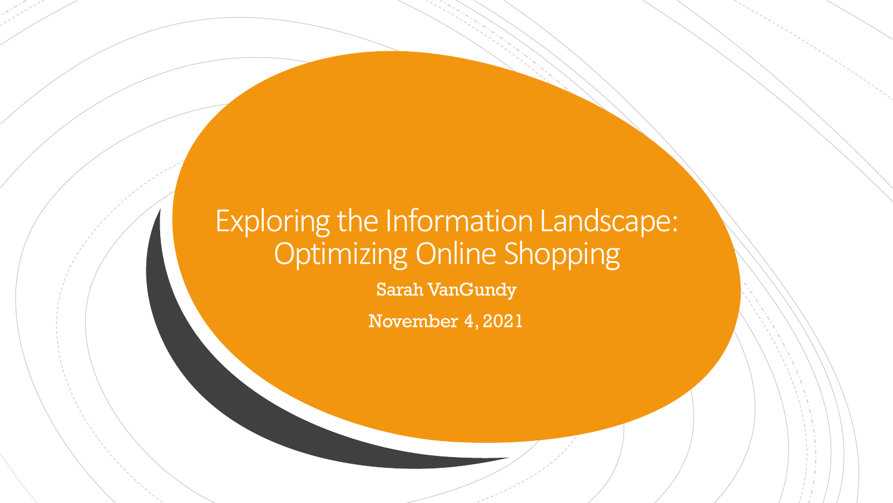# Exploring the Information Landscape: Optimizing Online Shopping

Sarah VanGundy

November 4, 2021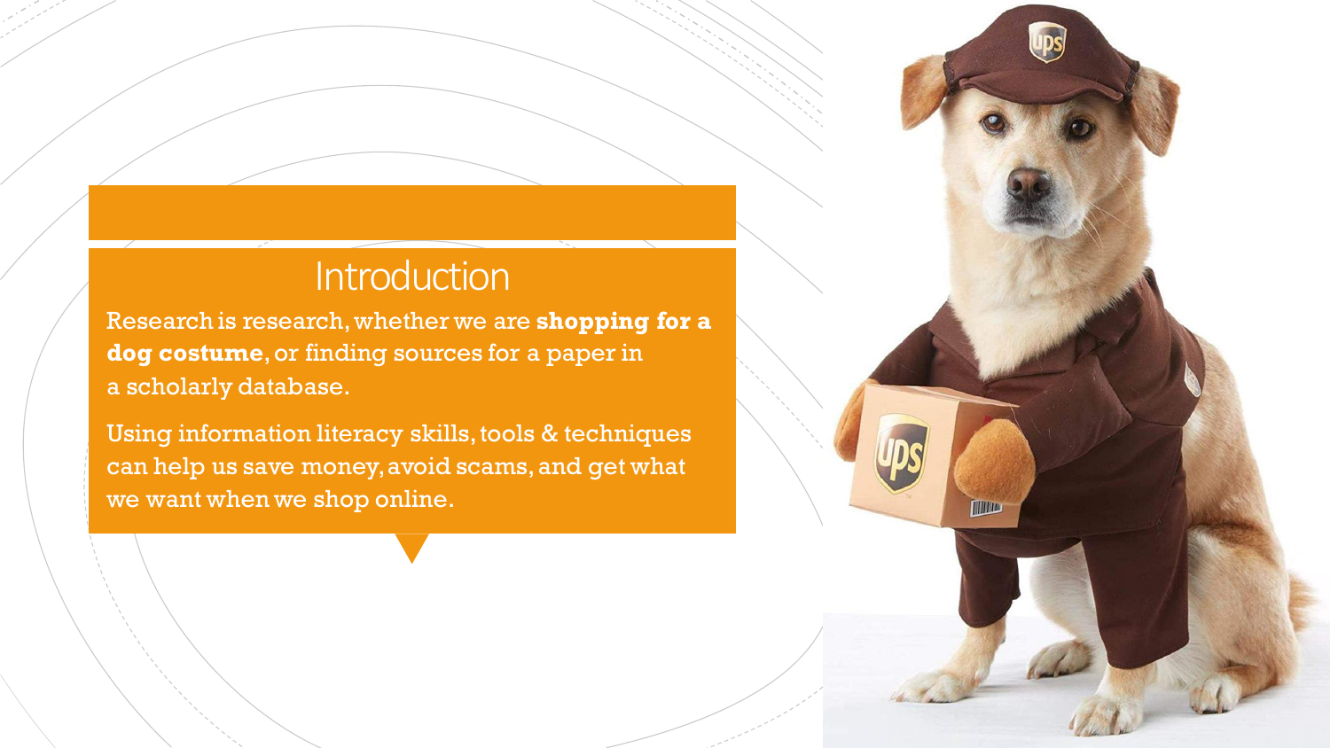## Introduction

Research is research, whether we are **shopping for a dog costume**, or finding sources for a paper in a scholarly database.

Using information literacy skills, tools & techniques can help us save money, avoid scams, and get what we want when we shop online.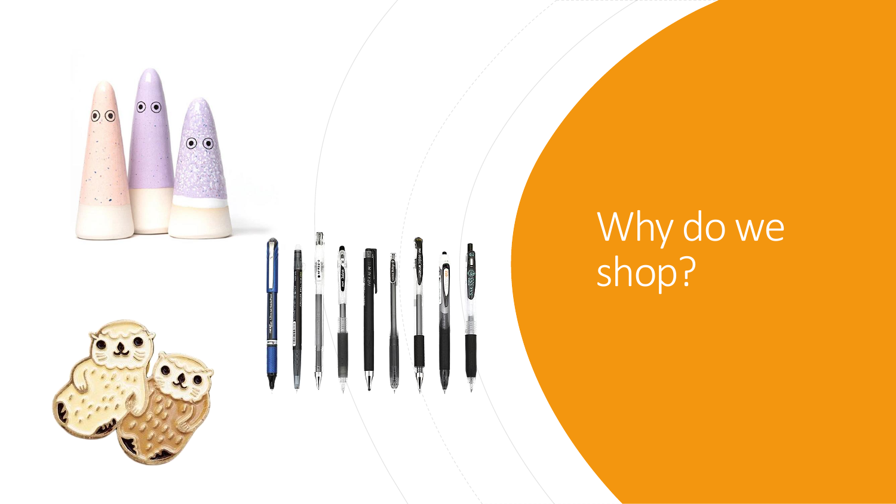# Why do we shop?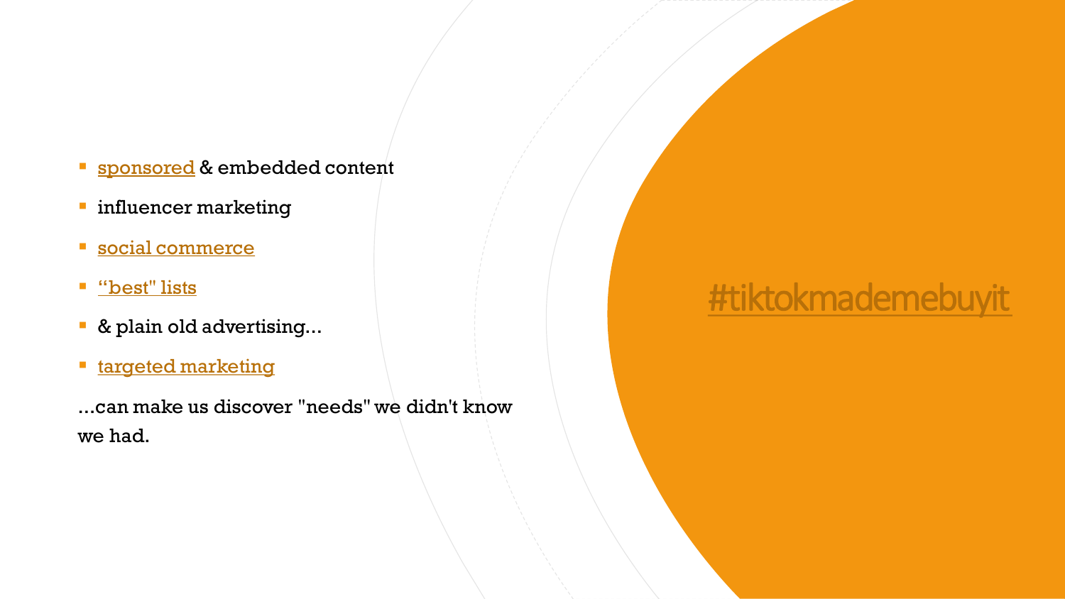- sponsored & embedded content
- influencer marketing
- social commerce
- “best" lists
- & plain old advertising…
- targeted marketing

…can make us discover "needs" we didn't know we had.

#tiktokmademebuyit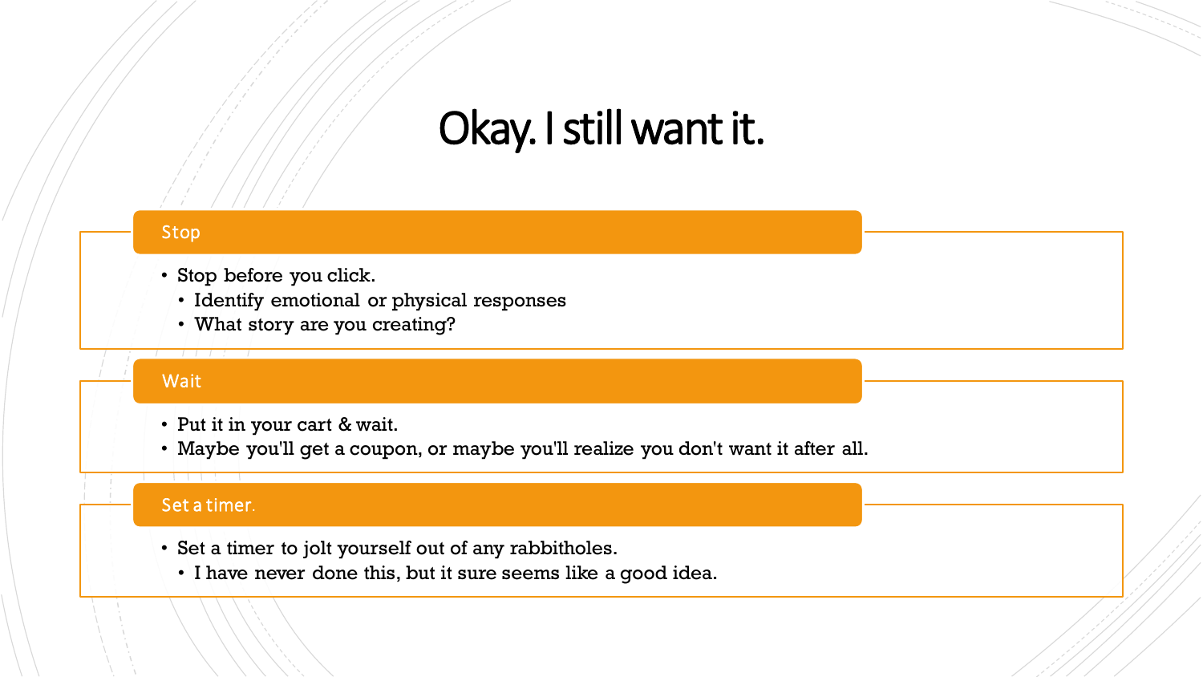# Okay. I still want it.

## Stop

- Stop before you click.
  - Identify emotional or physical responses
  - What story are you creating?

## Wait

- Put it in your cart & wait.
- Maybe you'll get a coupon, or maybe you'll realize you don't want it after all.

## Set a timer.

- Set a timer to jolt yourself out of any rabbitholes.
  - I have never done this, but it sure seems like a good idea.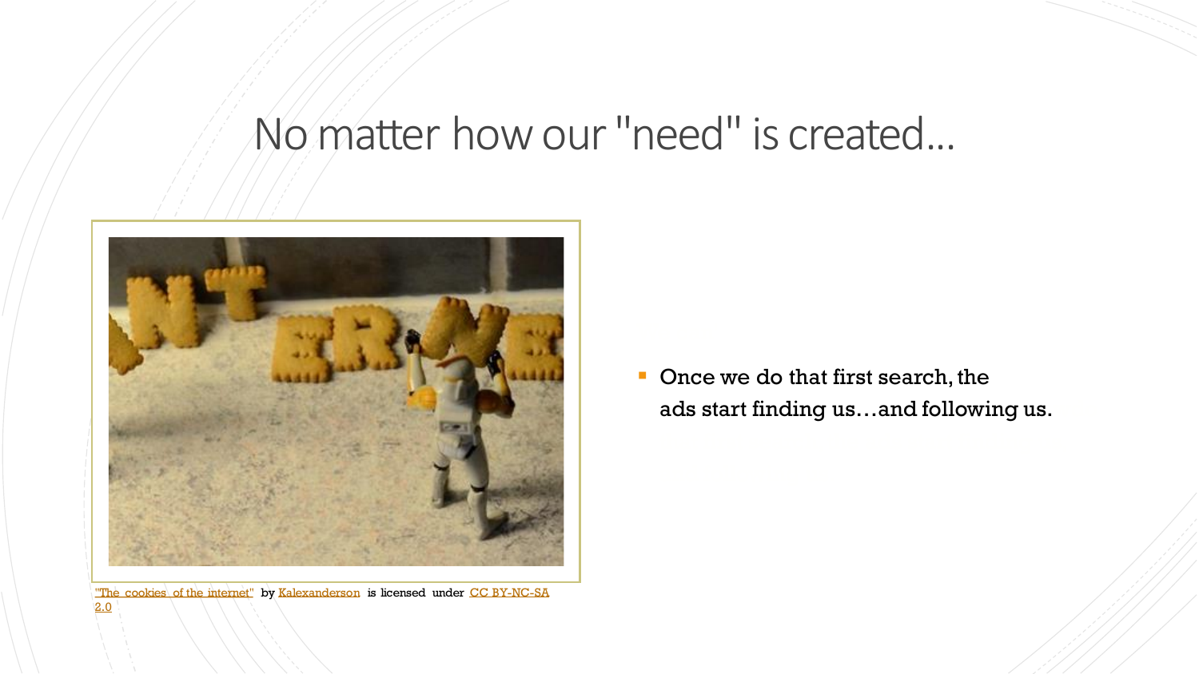# No matter how our "need" is created...

"The cookies of the internet" by Kalexanderson is licensed under CC BY-NC-SA 2.0

- Once we do that first search, the ads start finding us…and following us.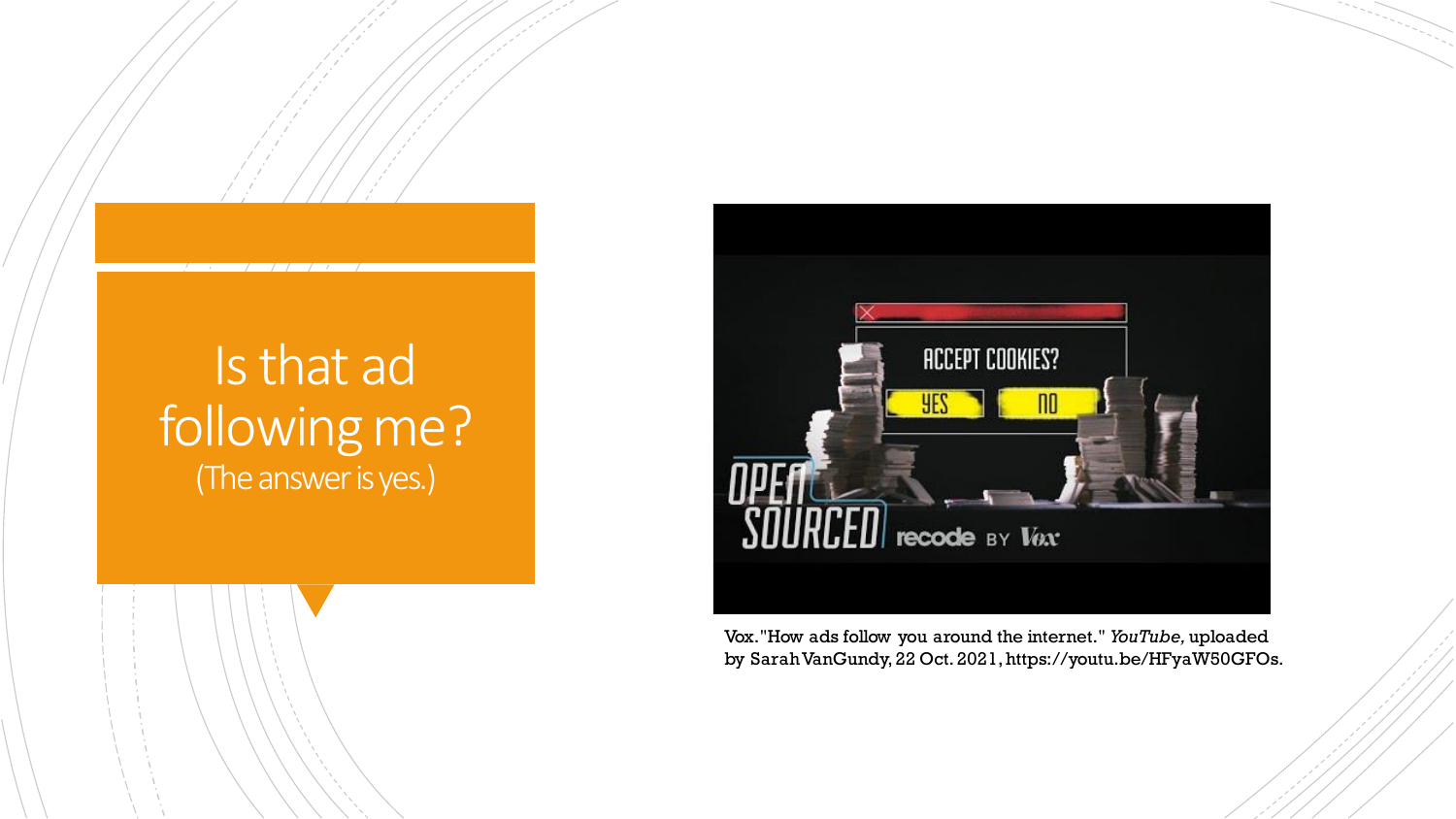# Is that ad following me?

(The answer is yes.)

Vox. "How ads follow you around the internet." *YouTube*, uploaded by Sarah VanGundy, 22 Oct. 2021, https://youtu.be/HFyaW50GFOs.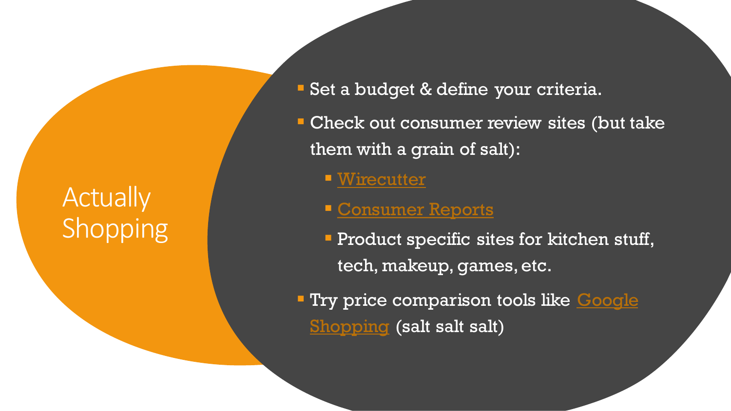# Actually Shopping

- Set a budget & define your criteria.
- Check out consumer review sites (but take them with a grain of salt):
  - Wirecutter
  - Consumer Reports
  - Product specific sites for kitchen stuff, tech, makeup, games, etc.
- Try price comparison tools like Google Shopping (salt salt salt)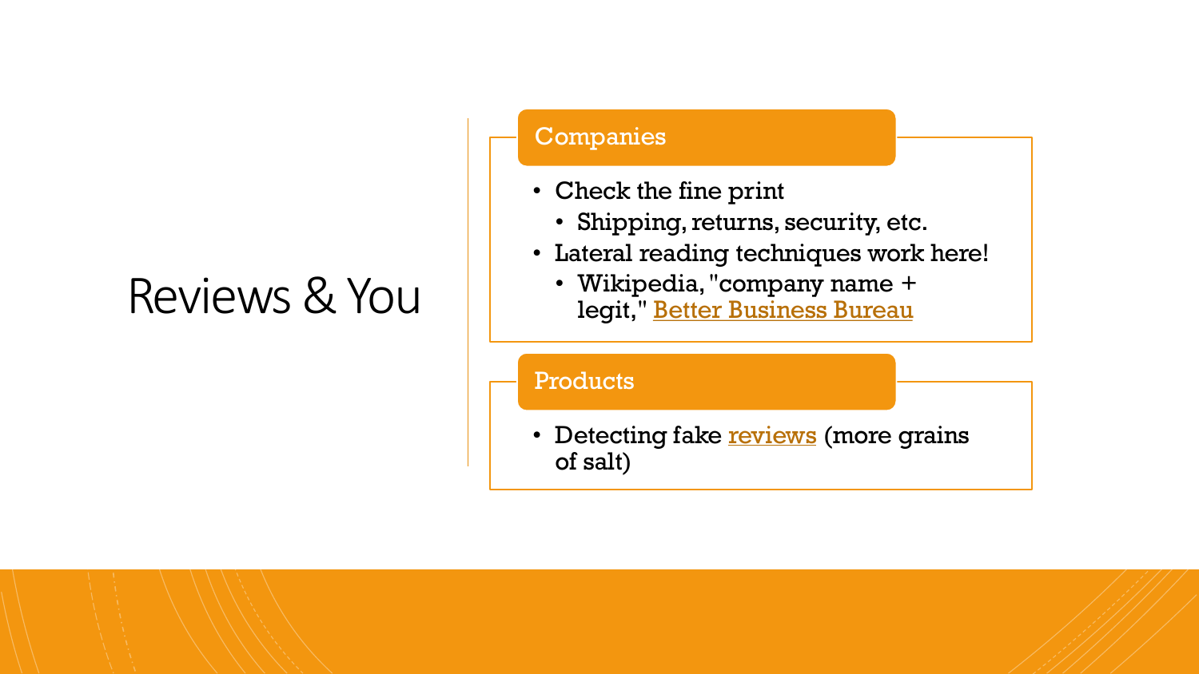# Reviews & You

## Companies

- Check the fine print
  - Shipping, returns, security, etc.
- Lateral reading techniques work here!
  - Wikipedia, "company name + legit," Better Business Bureau

## Products

- Detecting fake reviews (more grains of salt)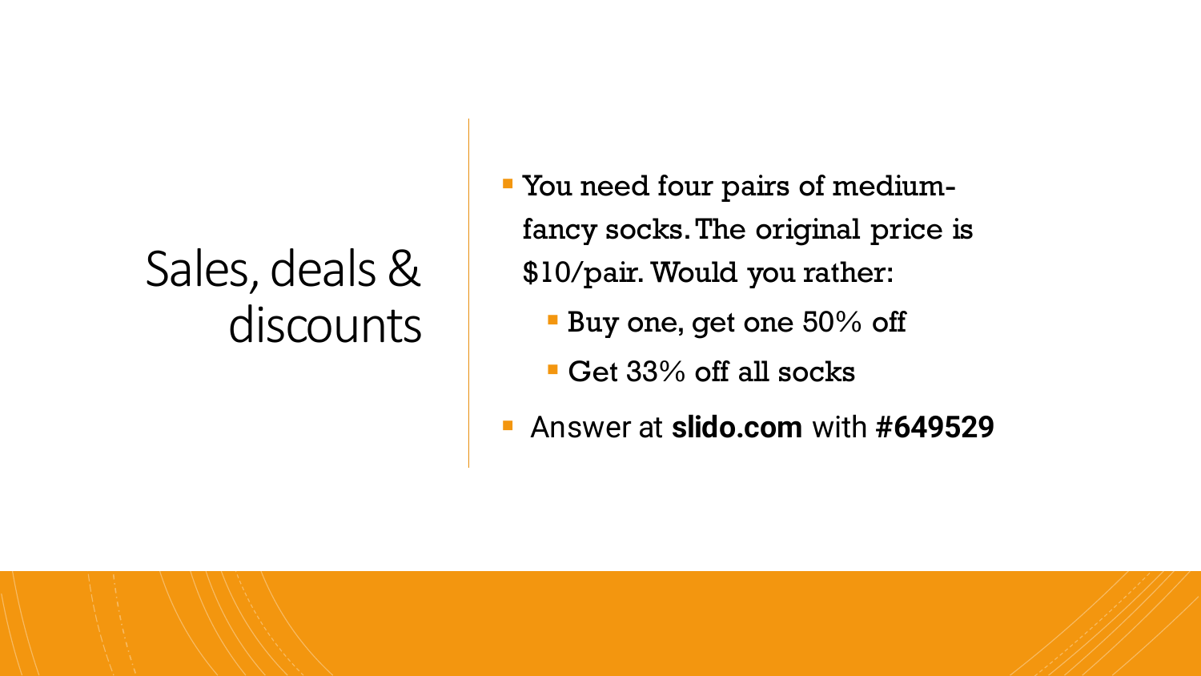# Sales, deals & discounts

- You need four pairs of medium-fancy socks. The original price is $10/pair. Would you rather:
  - Buy one, get one 50% off
  - Get 33% off all socks
- Answer at **slido.com** with **#649529**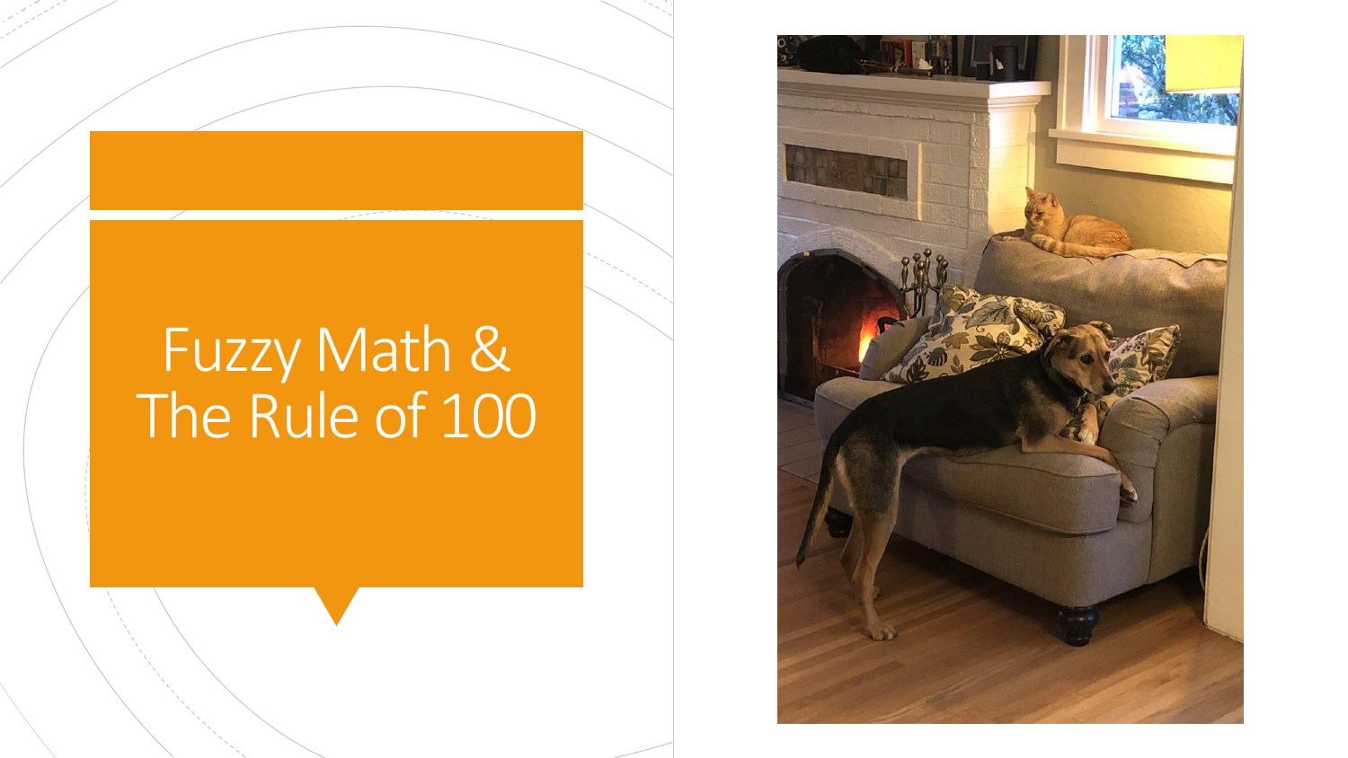# Fuzzy Math & The Rule of 100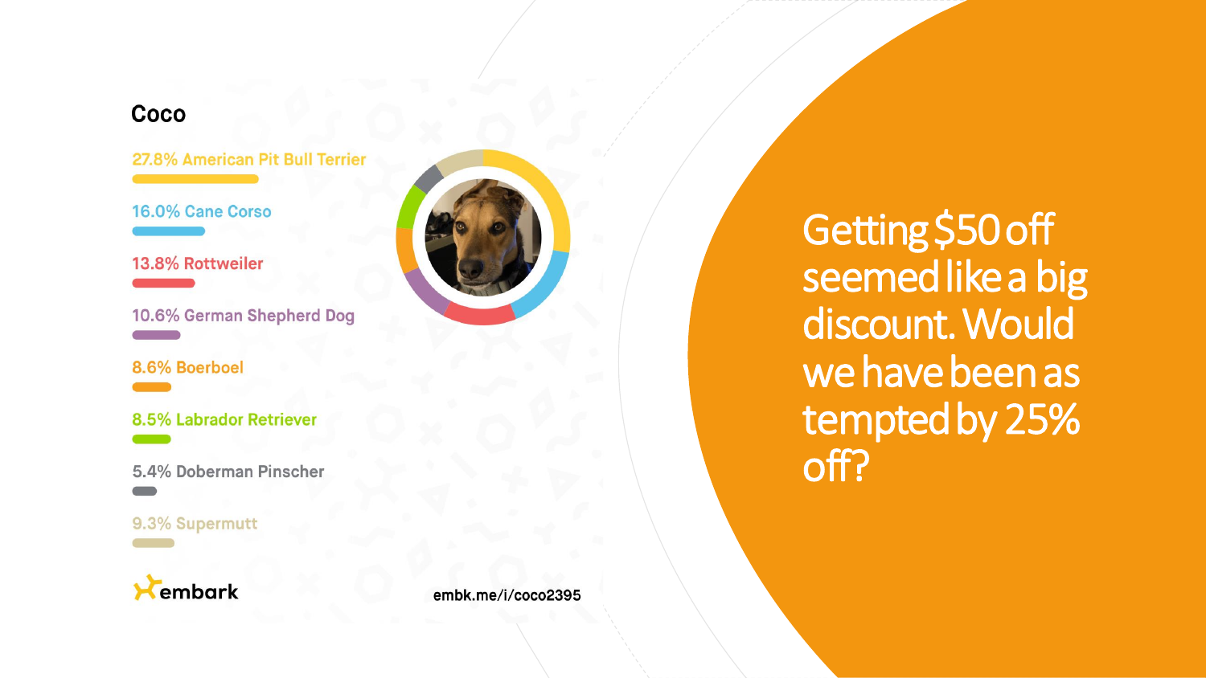## Coco

27.8% American Pit Bull Terrier

16.0% Cane Corso

13.8% Rottweiler

10.6% German Shepherd Dog

8.6% Boerboel

8.5% Labrador Retriever

5.4% Doberman Pinscher

9.3% Supermutt

embark

embk.me/i/coco2395

Getting $50 off seemed like a big discount. Would we have been as tempted by 25% off?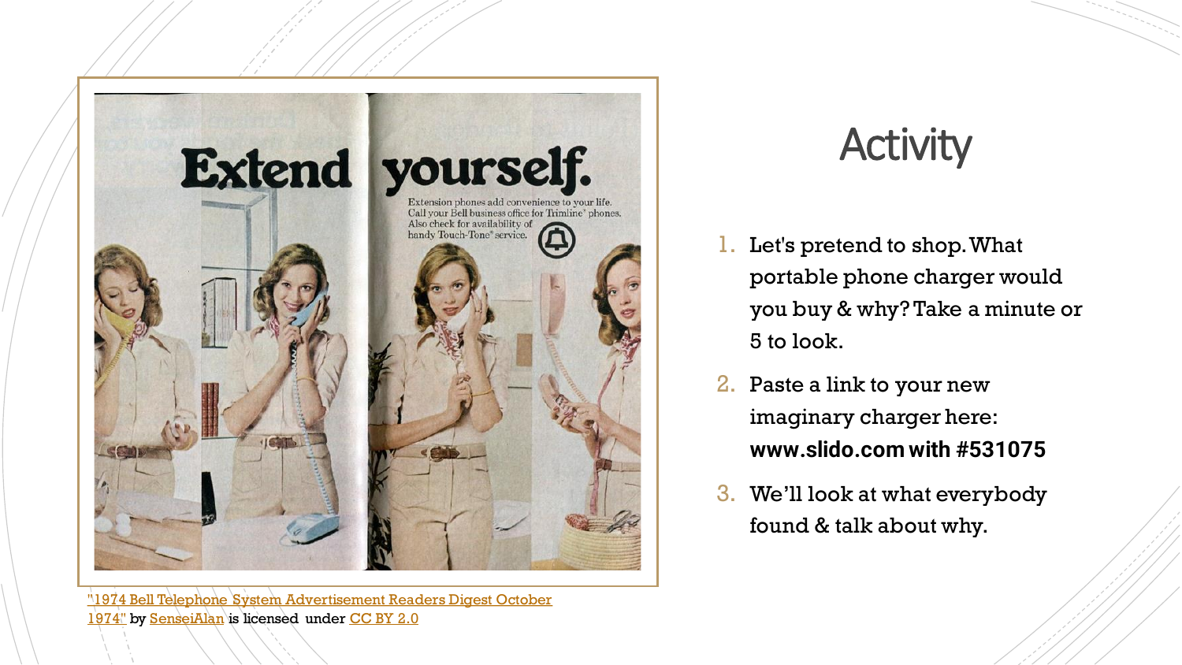# Activity

1. Let's pretend to shop. What portable phone charger would you buy & why? Take a minute or 5 to look.
2. Paste a link to your new imaginary charger here: **www.slido.com with #531075**
3. We'll look at what everybody found & talk about why.

"1974 Bell Telephone System Advertisement Readers Digest October 1974" by SenseiAlan is licensed under CC BY 2.0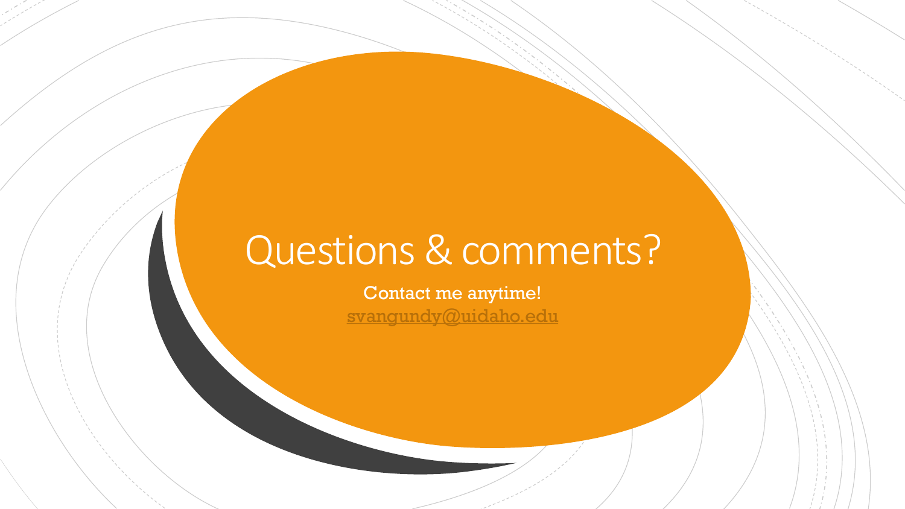# Questions & comments?

Contact me anytime!

svangundy@uidaho.edu